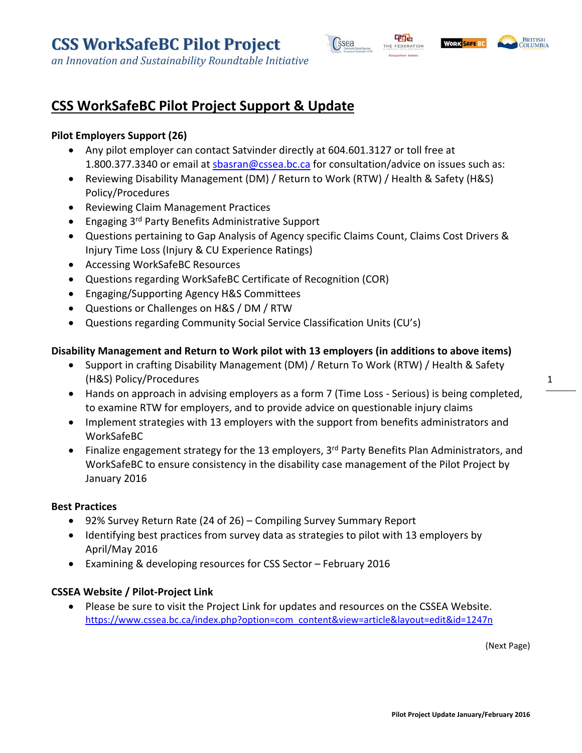# CSS WorkSafeBC Pilot Project

*an Innovation and Sustainability Roundtable Initiative*

## CSS WorkSafeBC Pilot Project Support & Update

**Pilot Employers Support (26)**

- Any pilot employer can contact Satvinder directly at 604.601.3127 or toll free at 1.800.377.3340 or email at sbasran@cssea.bc.ca for consultation/advice on issues such as:
- Reviewing Disability Management (DM) / Return to Work (RTW) / Health & Safety (H&S) Policy/Procedures
- Reviewing Claim Management Practices
- Engaging 3rd Party Benefits Administrative Support
- Questions pertaining to Gap Analysis of Agency specific Claims Count, Claims Cost Drivers & Injury Time Loss (Injury & CU Experience Ratings)
- Accessing WorkSafeBC Resources
- Questions regarding WorkSafeBC Certificate of Recognition (COR)
- Engaging/Supporting Agency H&S Committees
- Questions or Challenges on H&S / DM / RTW
- Questions regarding Community Social Service Classification Units (CU's)

**Disability Management and Return to Work pilot with 13 employers (in additions to above items)**

- Support in crafting Disability Management (DM) / Return To Work (RTW) / Health & Safety (H&S) Policy/Procedures
- Hands on approach in advising employers as a form 7 (Time Loss - Serious) is being completed, to examine RTW for employers, and to provide advice on questionable injury claims
- Implement strategies with 13 employers with the support from benefits administrators and WorkSafeBC
- Finalize engagement strategy for the 13 employers, 3rd Party Benefits Plan Administrators, and WorkSafeBC to ensure consistency in the disability case management of the Pilot Project by January 2016

**Best Practices**

- 92% Survey Return Rate (24 of 26) – Compiling Survey Summary Report
- Identifying best practices from survey data as strategies to pilot with 13 employers by April/May 2016
- Examining & developing resources for CSS Sector – February 2016

**CSSEA Website / Pilot-Project Link**

- Please be sure to visit the Project Link for updates and resources on the CSSEA Website. https://www.cssea.bc.ca/index.php?option=com_content&view=article&layout=edit&id=1247n

(Next Page)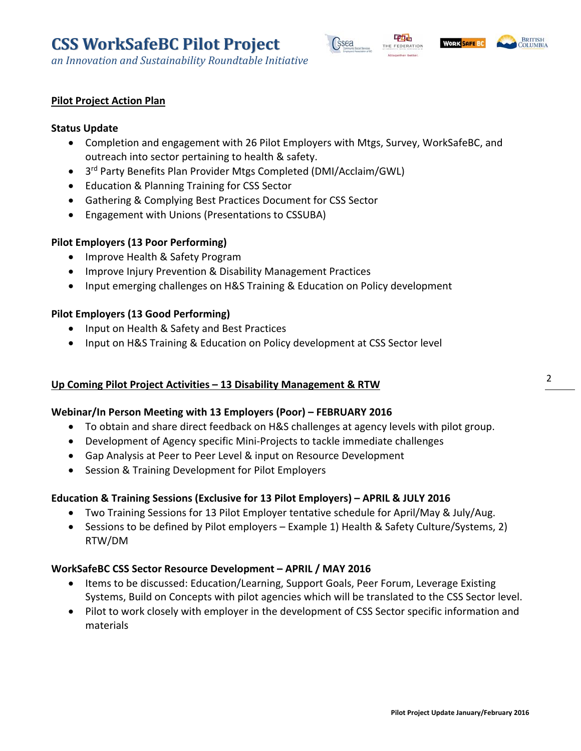# CSS WorkSafeBC Pilot Project

*an Innovation and Sustainability Roundtable Initiative*

**Pilot Project Action Plan**

**Status Update**

- Completion and engagement with 26 Pilot Employers with Mtgs, Survey, WorkSafeBC, and outreach into sector pertaining to health & safety.
- 3rd Party Benefits Plan Provider Mtgs Completed (DMI/Acclaim/GWL)
- Education & Planning Training for CSS Sector
- Gathering & Complying Best Practices Document for CSS Sector
- Engagement with Unions (Presentations to CSSUBA)

**Pilot Employers (13 Poor Performing)**

- Improve Health & Safety Program
- Improve Injury Prevention & Disability Management Practices
- Input emerging challenges on H&S Training & Education on Policy development

**Pilot Employers (13 Good Performing)**

- Input on Health & Safety and Best Practices
- Input on H&S Training & Education on Policy development at CSS Sector level

**Up Coming Pilot Project Activities – 13 Disability Management & RTW**

**Webinar/In Person Meeting with 13 Employers (Poor) – FEBRUARY 2016**

- To obtain and share direct feedback on H&S challenges at agency levels with pilot group.
- Development of Agency specific Mini-Projects to tackle immediate challenges
- Gap Analysis at Peer to Peer Level & input on Resource Development
- Session & Training Development for Pilot Employers

**Education & Training Sessions (Exclusive for 13 Pilot Employers) – APRIL & JULY 2016**

- Two Training Sessions for 13 Pilot Employer tentative schedule for April/May & July/Aug.
- Sessions to be defined by Pilot employers – Example 1) Health & Safety Culture/Systems, 2) RTW/DM

**WorkSafeBC CSS Sector Resource Development – APRIL / MAY 2016**

- Items to be discussed: Education/Learning, Support Goals, Peer Forum, Leverage Existing Systems, Build on Concepts with pilot agencies which will be translated to the CSS Sector level.
- Pilot to work closely with employer in the development of CSS Sector specific information and materials